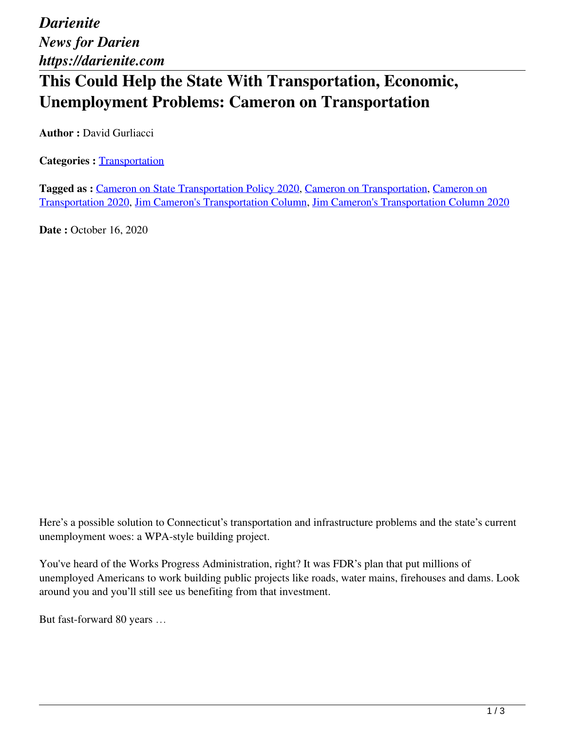*Darienite*
*News for Darien*
*https://darienite.com*

# This Could Help the State With Transportation, Economic, Unemployment Problems: Cameron on Transportation

**Author :** David Gurliacci

**Categories :** Transportation

**Tagged as :** Cameron on State Transportation Policy 2020, Cameron on Transportation, Cameron on Transportation 2020, Jim Cameron's Transportation Column, Jim Cameron's Transportation Column 2020

**Date :** October 16, 2020

Here's a possible solution to Connecticut's transportation and infrastructure problems and the state's current unemployment woes: a WPA-style building project.

You've heard of the Works Progress Administration, right? It was FDR's plan that put millions of unemployed Americans to work building public projects like roads, water mains, firehouses and dams. Look around you and you'll still see us benefiting from that investment.

But fast-forward 80 years …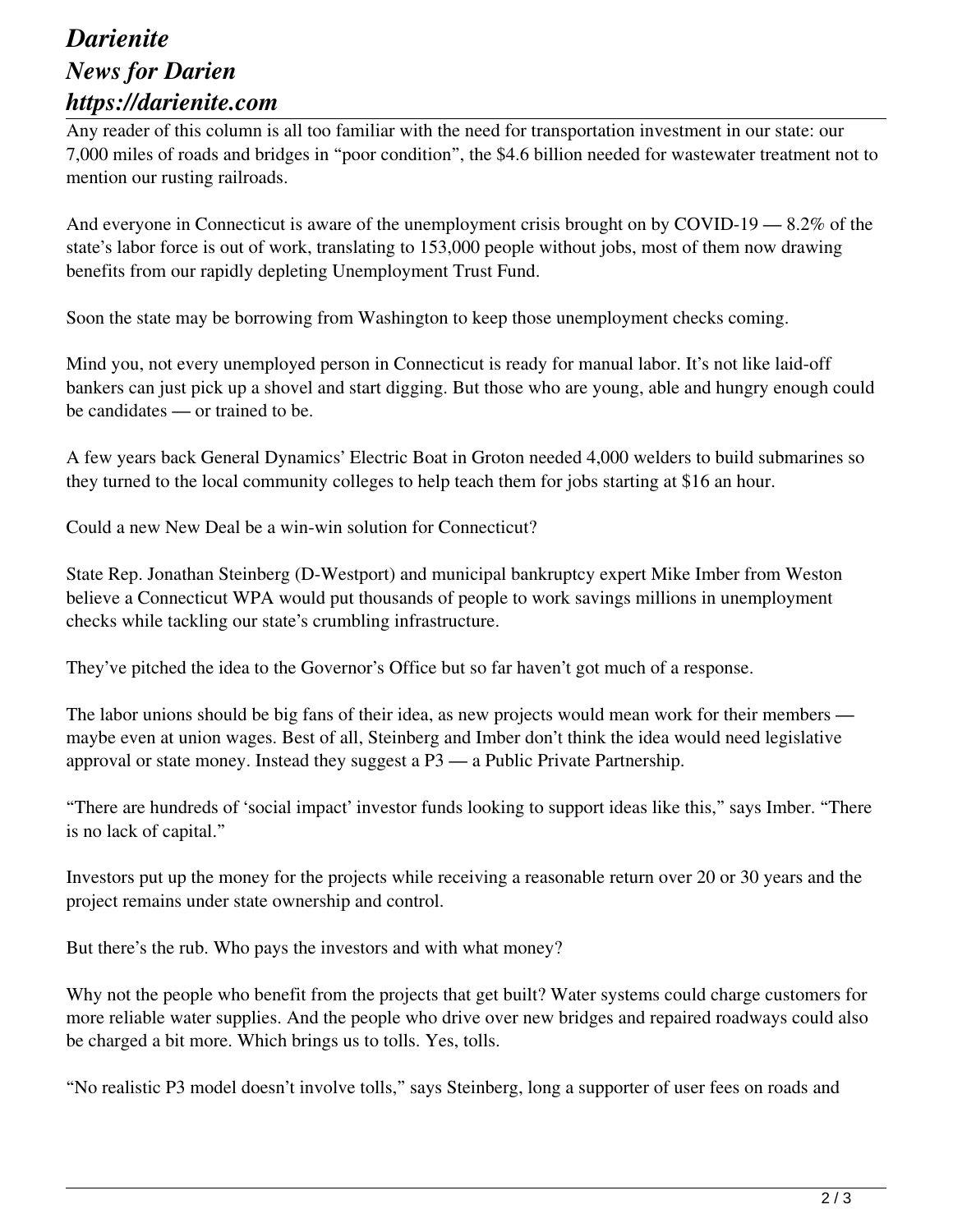Any reader of this column is all too familiar with the need for transportation investment in our state: our 7,000 miles of roads and bridges in "poor condition", the $4.6 billion needed for wastewater treatment not to mention our rusting railroads.

And everyone in Connecticut is aware of the unemployment crisis brought on by COVID-19 — 8.2% of the state's labor force is out of work, translating to 153,000 people without jobs, most of them now drawing benefits from our rapidly depleting Unemployment Trust Fund.

Soon the state may be borrowing from Washington to keep those unemployment checks coming.

Mind you, not every unemployed person in Connecticut is ready for manual labor. It's not like laid-off bankers can just pick up a shovel and start digging. But those who are young, able and hungry enough could be candidates — or trained to be.

A few years back General Dynamics' Electric Boat in Groton needed 4,000 welders to build submarines so they turned to the local community colleges to help teach them for jobs starting at $16 an hour.

Could a new New Deal be a win-win solution for Connecticut?

State Rep. Jonathan Steinberg (D-Westport) and municipal bankruptcy expert Mike Imber from Weston believe a Connecticut WPA would put thousands of people to work savings millions in unemployment checks while tackling our state's crumbling infrastructure.

They've pitched the idea to the Governor's Office but so far haven't got much of a response.

The labor unions should be big fans of their idea, as new projects would mean work for their members — maybe even at union wages. Best of all, Steinberg and Imber don't think the idea would need legislative approval or state money. Instead they suggest a P3 — a Public Private Partnership.

"There are hundreds of 'social impact' investor funds looking to support ideas like this," says Imber. "There is no lack of capital."

Investors put up the money for the projects while receiving a reasonable return over 20 or 30 years and the project remains under state ownership and control.

But there's the rub. Who pays the investors and with what money?

Why not the people who benefit from the projects that get built? Water systems could charge customers for more reliable water supplies. And the people who drive over new bridges and repaired roadways could also be charged a bit more. Which brings us to tolls. Yes, tolls.

"No realistic P3 model doesn't involve tolls," says Steinberg, long a supporter of user fees on roads and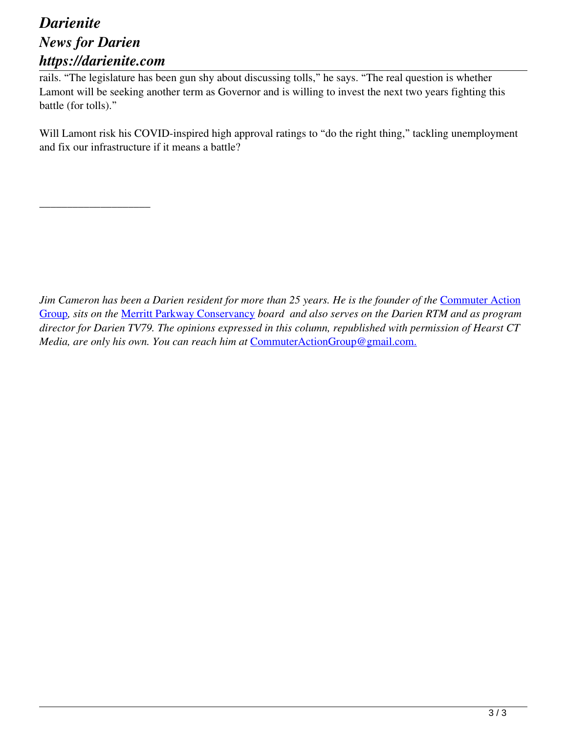rails. “The legislature has been gun shy about discussing tolls,” he says. “The real question is whether Lamont will be seeking another term as Governor and is willing to invest the next two years fighting this battle (for tolls).”

Will Lamont risk his COVID-inspired high approval ratings to “do the right thing,” tackling unemployment and fix our infrastructure if it means a battle?

———————————

*Jim Cameron has been a Darien resident for more than 25 years. He is the founder of the* [Commuter Action Group](#)*, sits on the* [Merritt Parkway Conservancy](#) *board and also serves on the Darien RTM and as program director for Darien TV79. The opinions expressed in this column, republished with permission of Hearst CT Media, are only his own. You can reach him at* [CommuterActionGroup@gmail.com.](mailto:CommuterActionGroup@gmail.com)